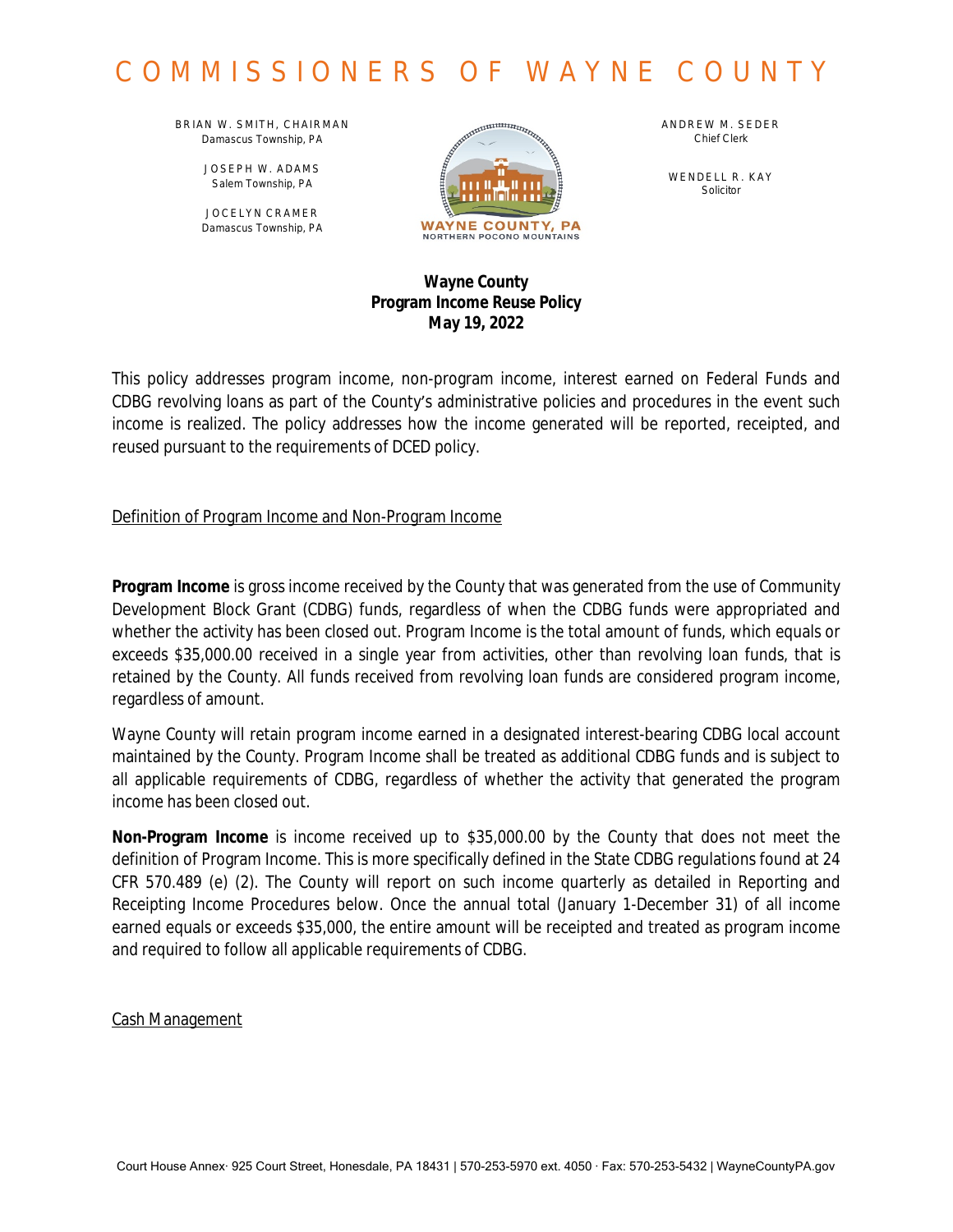# COMMISSIONERS OF WAYNE COUNTY

BRIAN W. SMITH, CHAIRMAN
Damascus Township, PA

JOSEPH W. ADAMS
Salem Township, PA

JOCELYN CRAMER
Damascus Township, PA

WAYNE COUNTY, PA
NORTHERN POCONO MOUNTAINS

ANDREW M. SEDER
Chief Clerk

WENDELL R. KAY
Solicitor

**Wayne County**
**Program Income Reuse Policy**
**May 19, 2022**

This policy addresses program income, non-program income, interest earned on Federal Funds and CDBG revolving loans as part of the County's administrative policies and procedures in the event such income is realized. The policy addresses how the income generated will be reported, receipted, and reused pursuant to the requirements of DCED policy.

## Definition of Program Income and Non-Program Income

**Program Income** is gross income received by the County that was generated from the use of Community Development Block Grant (CDBG) funds, regardless of when the CDBG funds were appropriated and whether the activity has been closed out. Program Income is the total amount of funds, which equals or exceeds $35,000.00 received in a single year from activities, other than revolving loan funds, that is retained by the County. All funds received from revolving loan funds are considered program income, regardless of amount.

Wayne County will retain program income earned in a designated interest-bearing CDBG local account maintained by the County. Program Income shall be treated as additional CDBG funds and is subject to all applicable requirements of CDBG, regardless of whether the activity that generated the program income has been closed out.

**Non-Program Income** is income received up to $35,000.00 by the County that does not meet the definition of Program Income. This is more specifically defined in the State CDBG regulations found at 24 CFR 570.489 (e) (2). The County will report on such income quarterly as detailed in Reporting and Receipting Income Procedures below. Once the annual total (January 1-December 31) of all income earned equals or exceeds $35,000, the entire amount will be receipted and treated as program income and required to follow all applicable requirements of CDBG.

## Cash Management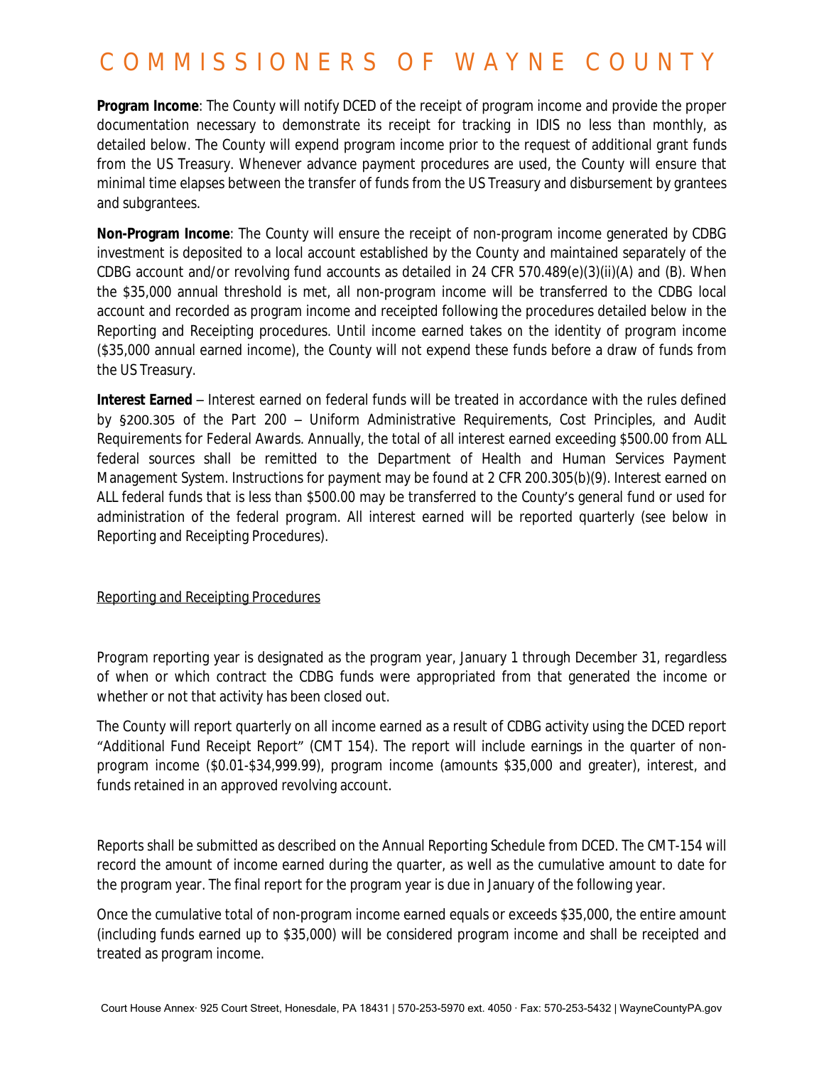**Program Income**: The County will notify DCED of the receipt of program income and provide the proper documentation necessary to demonstrate its receipt for tracking in IDIS no less than monthly, as detailed below. The County will expend program income prior to the request of additional grant funds from the US Treasury. Whenever advance payment procedures are used, the County will ensure that minimal time elapses between the transfer of funds from the US Treasury and disbursement by grantees and subgrantees.

**Non-Program Income**: The County will ensure the receipt of non-program income generated by CDBG investment is deposited to a local account established by the County and maintained separately of the CDBG account and/or revolving fund accounts as detailed in 24 CFR 570.489(e)(3)(ii)(A) and (B). When the $35,000 annual threshold is met, all non-program income will be transferred to the CDBG local account and recorded as program income and receipted following the procedures detailed below in the Reporting and Receipting procedures. Until income earned takes on the identity of program income ($35,000 annual earned income), the County will not expend these funds before a draw of funds from the US Treasury.

**Interest Earned** – Interest earned on federal funds will be treated in accordance with the rules defined by §200.305 of the Part 200 – Uniform Administrative Requirements, Cost Principles, and Audit Requirements for Federal Awards. Annually, the total of all interest earned exceeding $500.00 from ALL federal sources shall be remitted to the Department of Health and Human Services Payment Management System. Instructions for payment may be found at 2 CFR 200.305(b)(9). Interest earned on ALL federal funds that is less than $500.00 may be transferred to the County's general fund or used for administration of the federal program. All interest earned will be reported quarterly (see below in Reporting and Receipting Procedures).

Reporting and Receipting Procedures

Program reporting year is designated as the program year, January 1 through December 31, regardless of when or which contract the CDBG funds were appropriated from that generated the income or whether or not that activity has been closed out.

The County will report quarterly on all income earned as a result of CDBG activity using the DCED report "Additional Fund Receipt Report" (CMT 154). The report will include earnings in the quarter of non-program income ($0.01-$34,999.99), program income (amounts $35,000 and greater), interest, and funds retained in an approved revolving account.

Reports shall be submitted as described on the Annual Reporting Schedule from DCED. The CMT-154 will record the amount of income earned during the quarter, as well as the cumulative amount to date for the program year. The final report for the program year is due in January of the following year.

Once the cumulative total of non-program income earned equals or exceeds $35,000, the entire amount (including funds earned up to $35,000) will be considered program income and shall be receipted and treated as program income.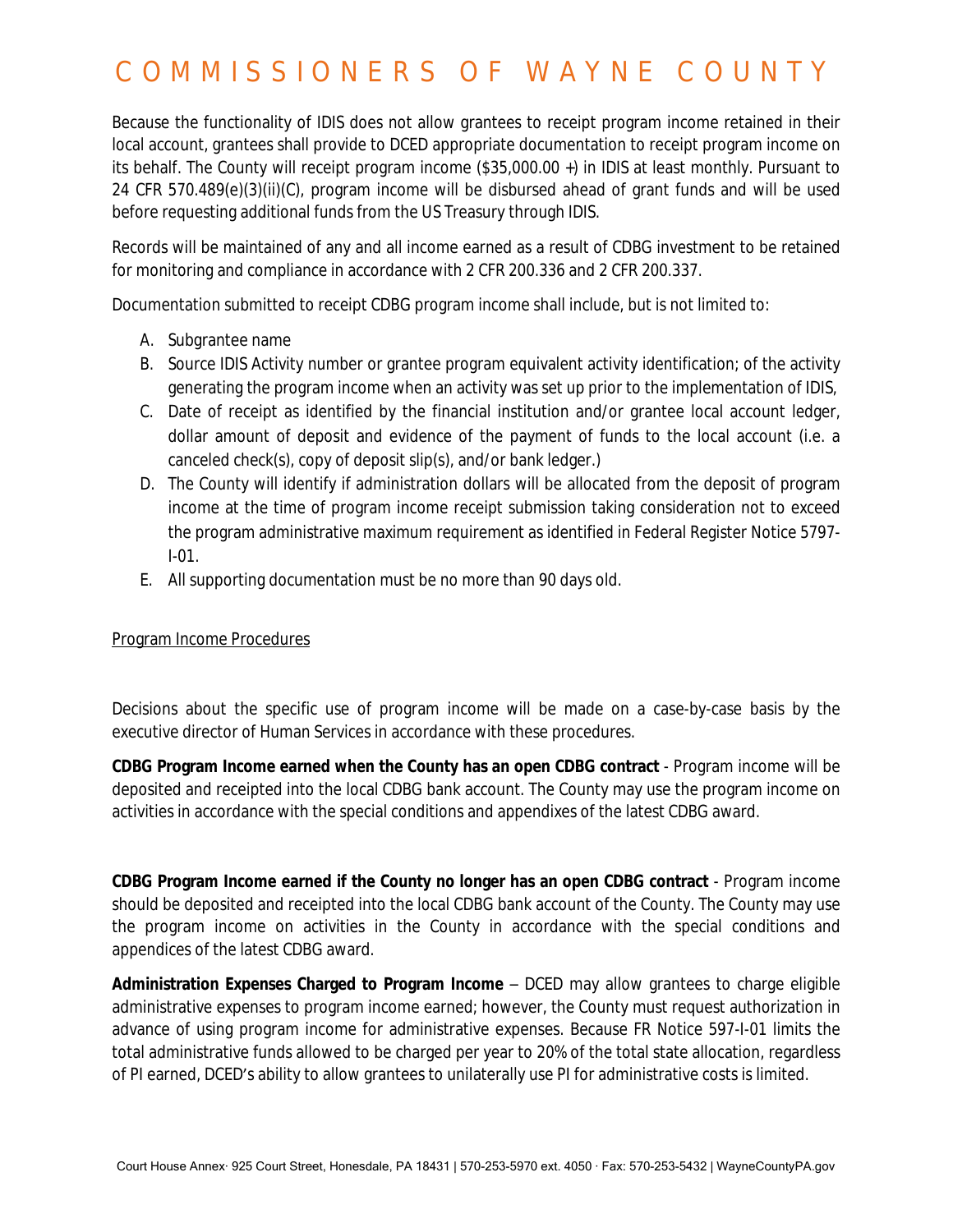Because the functionality of IDIS does not allow grantees to receipt program income retained in their local account, grantees shall provide to DCED appropriate documentation to receipt program income on its behalf. The County will receipt program income ($35,000.00 +) in IDIS at least monthly. Pursuant to 24 CFR 570.489(e)(3)(ii)(C), program income will be disbursed ahead of grant funds and will be used before requesting additional funds from the US Treasury through IDIS.

Records will be maintained of any and all income earned as a result of CDBG investment to be retained for monitoring and compliance in accordance with 2 CFR 200.336 and 2 CFR 200.337.

Documentation submitted to receipt CDBG program income shall include, but is not limited to:

A. Subgrantee name
B. Source IDIS Activity number or grantee program equivalent activity identification; of the activity generating the program income when an activity was set up prior to the implementation of IDIS,
C. Date of receipt as identified by the financial institution and/or grantee local account ledger, dollar amount of deposit and evidence of the payment of funds to the local account (i.e. a canceled check(s), copy of deposit slip(s), and/or bank ledger.)
D. The County will identify if administration dollars will be allocated from the deposit of program income at the time of program income receipt submission taking consideration not to exceed the program administrative maximum requirement as identified in Federal Register Notice 5797-I-01.
E. All supporting documentation must be no more than 90 days old.

Program Income Procedures

Decisions about the specific use of program income will be made on a case-by-case basis by the executive director of Human Services in accordance with these procedures.

**CDBG Program Income earned when the County has an open CDBG contract** - Program income will be deposited and receipted into the local CDBG bank account. The County may use the program income on activities in accordance with the special conditions and appendixes of the latest CDBG award.

**CDBG Program Income earned if the County no longer has an open CDBG contract** - Program income should be deposited and receipted into the local CDBG bank account of the County. The County may use the program income on activities in the County in accordance with the special conditions and appendices of the latest CDBG award.

**Administration Expenses Charged to Program Income** – DCED may allow grantees to charge eligible administrative expenses to program income earned; however, the County must request authorization in advance of using program income for administrative expenses. Because FR Notice 597-I-01 limits the total administrative funds allowed to be charged per year to 20% of the total state allocation, regardless of PI earned, DCED's ability to allow grantees to unilaterally use PI for administrative costs is limited.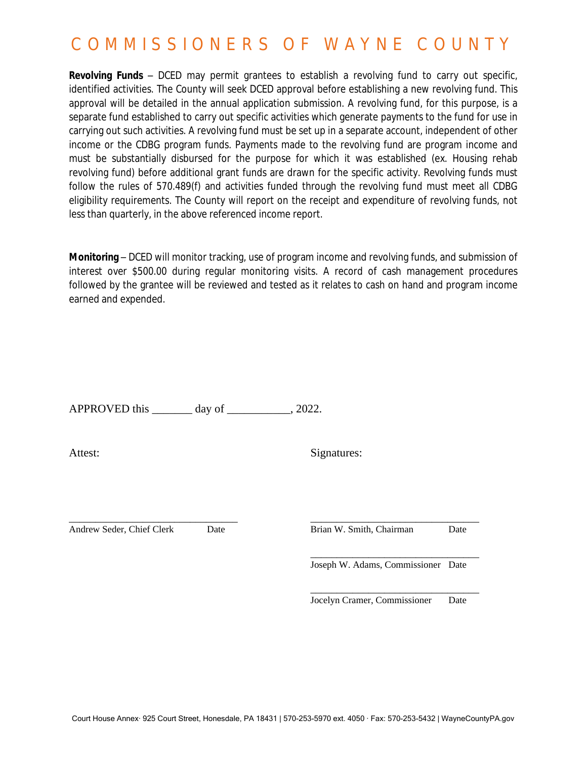# COMMISSIONERS OF WAYNE COUNTY

**Revolving Funds** – DCED may permit grantees to establish a revolving fund to carry out specific, identified activities. The County will seek DCED approval before establishing a new revolving fund. This approval will be detailed in the annual application submission. A revolving fund, for this purpose, is a separate fund established to carry out specific activities which generate payments to the fund for use in carrying out such activities. A revolving fund must be set up in a separate account, independent of other income or the CDBG program funds. Payments made to the revolving fund are program income and must be substantially disbursed for the purpose for which it was established (ex. Housing rehab revolving fund) before additional grant funds are drawn for the specific activity. Revolving funds must follow the rules of 570.489(f) and activities funded through the revolving fund must meet all CDBG eligibility requirements. The County will report on the receipt and expenditure of revolving funds, not less than quarterly, in the above referenced income report.

**Monitoring** – DCED will monitor tracking, use of program income and revolving funds, and submission of interest over $500.00 during regular monitoring visits. A record of cash management procedures followed by the grantee will be reviewed and tested as it relates to cash on hand and program income earned and expended.

APPROVED this _______ day of ___________, 2022.

Attest:

_________________________________
Andrew Seder, Chief Clerk Date

Signatures:

_________________________________
Brian W. Smith, Chairman Date

_________________________________
Joseph W. Adams, Commissioner Date

_________________________________
Jocelyn Cramer, Commissioner Date

Court House Annex· 925 Court Street, Honesdale, PA 18431 | 570-253-5970 ext. 4050 · Fax: 570-253-5432 | WayneCountyPA.gov